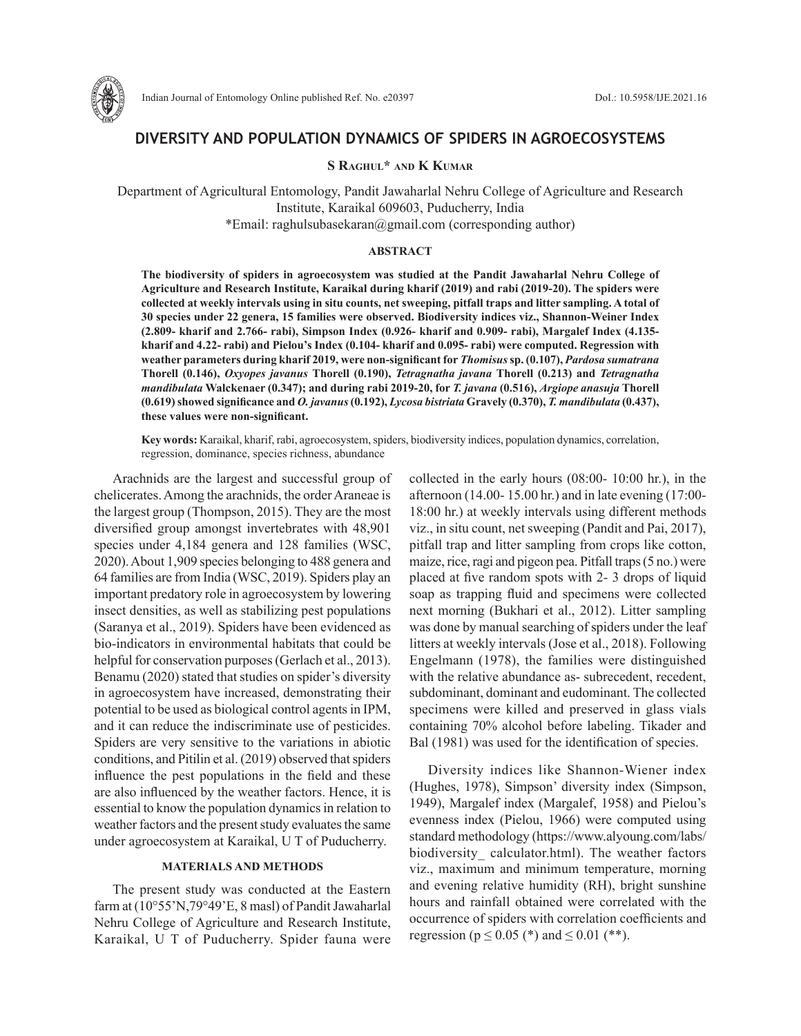# DIVERSITY AND POPULATION DYNAMICS OF SPIDERS IN AGROECOSYSTEMS

**S Raghul* and K Kumar**

Department of Agricultural Entomology, Pandit Jawaharlal Nehru College of Agriculture and Research Institute, Karaikal 609603, Puducherry, India
*Email: raghulsubasekaran@gmail.com (corresponding author)

## ABSTRACT

**The biodiversity of spiders in agroecosystem was studied at the Pandit Jawaharlal Nehru College of Agriculture and Research Institute, Karaikal during kharif (2019) and rabi (2019-20). The spiders were collected at weekly intervals using in situ counts, net sweeping, pitfall traps and litter sampling. A total of 30 species under 22 genera, 15 families were observed. Biodiversity indices viz., Shannon-Weiner Index (2.809- kharif and 2.766- rabi), Simpson Index (0.926- kharif and 0.909- rabi), Margalef Index (4.135- kharif and 4.22- rabi) and Pielou's Index (0.104- kharif and 0.095- rabi) were computed. Regression with weather parameters during kharif 2019, were non-significant for *Thomisus* sp. (0.107), *Pardosa sumatrana* Thorell (0.146), *Oxyopes javanus* Thorell (0.190), *Tetragnatha javana* Thorell (0.213) and *Tetragnatha mandibulata* Walckenaer (0.347); and during rabi 2019-20, for *T. javana* (0.516), *Argiope anasuja* Thorell (0.619) showed significance and *O. javanus* (0.192), *Lycosa bistriata* Gravely (0.370), *T. mandibulata* (0.437), these values were non-significant.**

**Key words:** Karaikal, kharif, rabi, agroecosystem, spiders, biodiversity indices, population dynamics, correlation, regression, dominance, species richness, abundance

Arachnids are the largest and successful group of chelicerates. Among the arachnids, the order Araneae is the largest group (Thompson, 2015). They are the most diversified group amongst invertebrates with 48,901 species under 4,184 genera and 128 families (WSC, 2020). About 1,909 species belonging to 488 genera and 64 families are from India (WSC, 2019). Spiders play an important predatory role in agroecosystem by lowering insect densities, as well as stabilizing pest populations (Saranya et al., 2019). Spiders have been evidenced as bio-indicators in environmental habitats that could be helpful for conservation purposes (Gerlach et al., 2013). Benamu (2020) stated that studies on spider's diversity in agroecosystem have increased, demonstrating their potential to be used as biological control agents in IPM, and it can reduce the indiscriminate use of pesticides. Spiders are very sensitive to the variations in abiotic conditions, and Pitilin et al. (2019) observed that spiders influence the pest populations in the field and these are also influenced by the weather factors. Hence, it is essential to know the population dynamics in relation to weather factors and the present study evaluates the same under agroecosystem at Karaikal, U T of Puducherry.

## MATERIALS AND METHODS

The present study was conducted at the Eastern farm at (10°55'N,79°49'E, 8 masl) of Pandit Jawaharlal Nehru College of Agriculture and Research Institute, Karaikal, U T of Puducherry. Spider fauna were collected in the early hours (08:00- 10:00 hr.), in the afternoon (14.00- 15.00 hr.) and in late evening (17:00- 18:00 hr.) at weekly intervals using different methods viz., in situ count, net sweeping (Pandit and Pai, 2017), pitfall trap and litter sampling from crops like cotton, maize, rice, ragi and pigeon pea. Pitfall traps (5 no.) were placed at five random spots with 2- 3 drops of liquid soap as trapping fluid and specimens were collected next morning (Bukhari et al., 2012). Litter sampling was done by manual searching of spiders under the leaf litters at weekly intervals (Jose et al., 2018). Following Engelmann (1978), the families were distinguished with the relative abundance as- subrecedent, recedent, subdominant, dominant and eudominant. The collected specimens were killed and preserved in glass vials containing 70% alcohol before labeling. Tikader and Bal (1981) was used for the identification of species.

Diversity indices like Shannon-Wiener index (Hughes, 1978), Simpson' diversity index (Simpson, 1949), Margalef index (Margalef, 1958) and Pielou's evenness index (Pielou, 1966) were computed using standard methodology (https://www.alyoung.com/labs/biodiversity_ calculator.html). The weather factors viz., maximum and minimum temperature, morning and evening relative humidity (RH), bright sunshine hours and rainfall obtained were correlated with the occurrence of spiders with correlation coefficients and regression ($p \leq 0.05$ (*) and $\leq 0.01$ (**).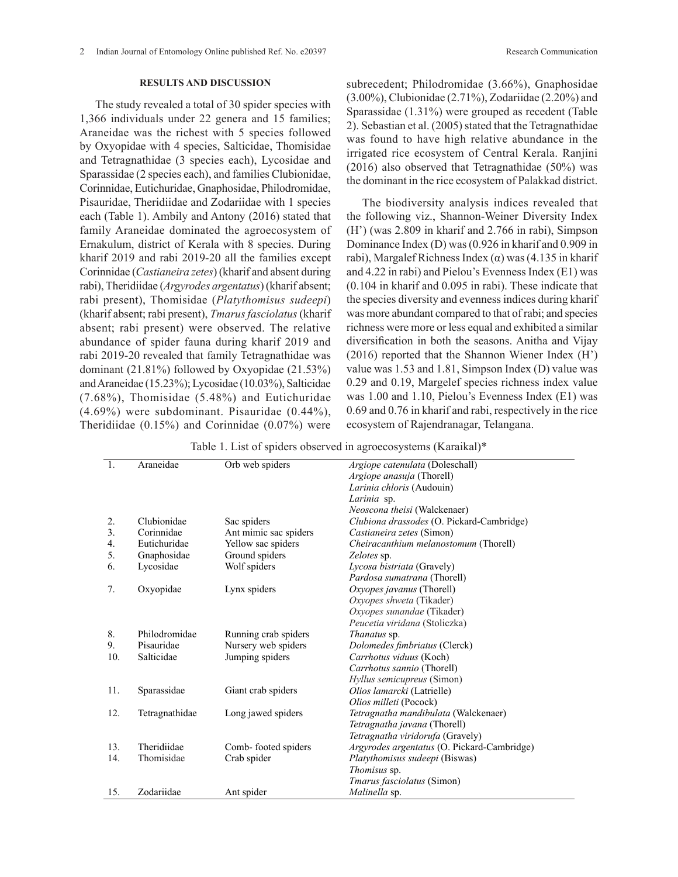## RESULTS AND DISCUSSION

The study revealed a total of 30 spider species with 1,366 individuals under 22 genera and 15 families; Araneidae was the richest with 5 species followed by Oxyopidae with 4 species, Salticidae, Thomisidae and Tetragnathidae (3 species each), Lycosidae and Sparassidae (2 species each), and families Clubionidae, Corinnidae, Eutichuridae, Gnaphosidae, Philodromidae, Pisauridae, Theridiidae and Zodariidae with 1 species each (Table 1). Ambily and Antony (2016) stated that family Araneidae dominated the agroecosystem of Ernakulum, district of Kerala with 8 species. During kharif 2019 and rabi 2019-20 all the families except Corinnidae (*Castianeira zetes*) (kharif and absent during rabi), Theridiidae (*Argyrodes argentatus*) (kharif absent; rabi present), Thomisidae (*Platythomisus sudeepi*) (kharif absent; rabi present), *Tmarus fasciolatus* (kharif absent; rabi present) were observed. The relative abundance of spider fauna during kharif 2019 and rabi 2019-20 revealed that family Tetragnathidae was dominant (21.81%) followed by Oxyopidae (21.53%) and Araneidae (15.23%); Lycosidae (10.03%), Salticidae (7.68%), Thomisidae (5.48%) and Eutichuridae (4.69%) were subdominant. Pisauridae (0.44%), Theridiidae (0.15%) and Corinnidae (0.07%) were subrecedent; Philodromidae (3.66%), Gnaphosidae (3.00%), Clubionidae (2.71%), Zodariidae (2.20%) and Sparassidae (1.31%) were grouped as recedent (Table 2). Sebastian et al. (2005) stated that the Tetragnathidae was found to have high relative abundance in the irrigated rice ecosystem of Central Kerala. Ranjini (2016) also observed that Tetragnathidae (50%) was the dominant in the rice ecosystem of Palakkad district.

The biodiversity analysis indices revealed that the following viz., Shannon-Weiner Diversity Index (H') (was 2.809 in kharif and 2.766 in rabi), Simpson Dominance Index (D) was (0.926 in kharif and 0.909 in rabi), Margalef Richness Index (α) was (4.135 in kharif and 4.22 in rabi) and Pielou's Evenness Index (E1) was (0.104 in kharif and 0.095 in rabi). These indicate that the species diversity and evenness indices during kharif was more abundant compared to that of rabi; and species richness were more or less equal and exhibited a similar diversification in both the seasons. Anitha and Vijay (2016) reported that the Shannon Wiener Index (H') value was 1.53 and 1.81, Simpson Index (D) value was 0.29 and 0.19, Margelef species richness index value was 1.00 and 1.10, Pielou's Evenness Index (E1) was 0.69 and 0.76 in kharif and rabi, respectively in the rice ecosystem of Rajendranagar, Telangana.

Table 1. List of spiders observed in agroecosystems (Karaikal)*

| | | | |
|---|---|---|---|
| 1. | Araneidae | Orb web spiders | *Argiope catenulata* (Doleschall) |
| | | | *Argiope anasuja* (Thorell) |
| | | | *Larinia chloris* (Audouin) |
| | | | *Larinia* sp. |
| | | | *Neoscona theisi* (Walckenaer) |
| 2. | Clubionidae | Sac spiders | *Clubiona drassodes* (O. Pickard-Cambridge) |
| 3. | Corinnidae | Ant mimic sac spiders | *Castianeira zetes* (Simon) |
| 4. | Eutichuridae | Yellow sac spiders | *Cheiracanthium melanostomum* (Thorell) |
| 5. | Gnaphosidae | Ground spiders | *Zelotes* sp. |
| 6. | Lycosidae | Wolf spiders | *Lycosa bistriata* (Gravely) |
| | | | *Pardosa sumatrana* (Thorell) |
| 7. | Oxyopidae | Lynx spiders | *Oxyopes javanus* (Thorell) |
| | | | *Oxyopes shweta* (Tikader) |
| | | | *Oxyopes sunandae* (Tikader) |
| | | | *Peucetia viridana* (Stoliczka) |
| 8. | Philodromidae | Running crab spiders | *Thanatus* sp. |
| 9. | Pisauridae | Nursery web spiders | *Dolomedes fimbriatus* (Clerck) |
| 10. | Salticidae | Jumping spiders | *Carrhotus viduus* (Koch) |
| | | | *Carrhotus sannio* (Thorell) |
| | | | *Hyllus semicupreus* (Simon) |
| 11. | Sparassidae | Giant crab spiders | *Olios lamarcki* (Latrielle) |
| | | | *Olios milleti* (Pocock) |
| 12. | Tetragnathidae | Long jawed spiders | *Tetragnatha mandibulata* (Walckenaer) |
| | | | *Tetragnatha javana* (Thorell) |
| | | | *Tetragnatha viridorufa* (Gravely) |
| 13. | Theridiidae | Comb- footed spiders | *Argyrodes argentatus* (O. Pickard-Cambridge) |
| 14. | Thomisidae | Crab spider | *Platythomisus sudeepi* (Biswas) |
| | | | *Thomisus* sp. |
| | | | *Tmarus fasciolatus* (Simon) |
| 15. | Zodariidae | Ant spider | *Malinella* sp. |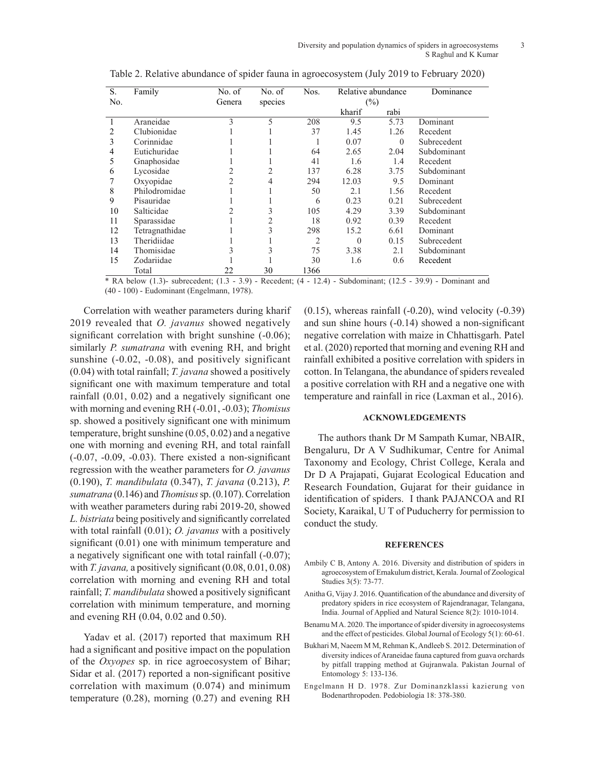Table 2. Relative abundance of spider fauna in agroecosystem (July 2019 to February 2020)

| S. No. | Family | No. of Genera | No. of species | Nos. | Relative abundance (%) | | Dominance |
|---|---|---|---|---|---|---|---|
| | | | | | kharif | rabi | |
| 1 | Araneidae | 3 | 5 | 208 | 9.5 | 5.73 | Dominant |
| 2 | Clubionidae | 1 | 1 | 37 | 1.45 | 1.26 | Recedent |
| 3 | Corinnidae | 1 | 1 | 1 | 0.07 | 0 | Subrecedent |
| 4 | Eutichuridae | 1 | 1 | 64 | 2.65 | 2.04 | Subdominant |
| 5 | Gnaphosidae | 1 | 1 | 41 | 1.6 | 1.4 | Recedent |
| 6 | Lycosidae | 2 | 2 | 137 | 6.28 | 3.75 | Subdominant |
| 7 | Oxyopidae | 2 | 4 | 294 | 12.03 | 9.5 | Dominant |
| 8 | Philodromidae | 1 | 1 | 50 | 2.1 | 1.56 | Recedent |
| 9 | Pisauridae | 1 | 1 | 6 | 0.23 | 0.21 | Subrecedent |
| 10 | Salticidae | 2 | 3 | 105 | 4.29 | 3.39 | Subdominant |
| 11 | Sparassidae | 1 | 2 | 18 | 0.92 | 0.39 | Recedent |
| 12 | Tetragnathidae | 1 | 3 | 298 | 15.2 | 6.61 | Dominant |
| 13 | Theridiidae | 1 | 1 | 2 | 0 | 0.15 | Subrecedent |
| 14 | Thomisidae | 3 | 3 | 75 | 3.38 | 2.1 | Subdominant |
| 15 | Zodariidae | 1 | 1 | 30 | 1.6 | 0.6 | Recedent |
| | Total | 22 | 30 | 1366 | | | |

* RA below (1.3)- subrecedent; (1.3 - 3.9) - Recedent; (4 - 12.4) - Subdominant; (12.5 - 39.9) - Dominant and (40 - 100) - Eudominant (Engelmann, 1978).

Correlation with weather parameters during kharif 2019 revealed that *O. javanus* showed negatively significant correlation with bright sunshine (-0.06); similarly *P. sumatrana* with evening RH, and bright sunshine (-0.02, -0.08), and positively significant (0.04) with total rainfall; *T. javana* showed a positively significant one with maximum temperature and total rainfall (0.01, 0.02) and a negatively significant one with morning and evening RH (-0.01, -0.03); *Thomisus* sp. showed a positively significant one with minimum temperature, bright sunshine (0.05, 0.02) and a negative one with morning and evening RH, and total rainfall (-0.07, -0.09, -0.03). There existed a non-significant regression with the weather parameters for *O. javanus* (0.190), *T. mandibulata* (0.347), *T. javana* (0.213), *P. sumatrana* (0.146) and *Thomisus* sp. (0.107). Correlation with weather parameters during rabi 2019-20, showed *L. bistriata* being positively and significantly correlated with total rainfall (0.01); *O. javanus* with a positively significant (0.01) one with minimum temperature and a negatively significant one with total rainfall (-0.07); with *T. javana,* a positively significant (0.08, 0.01, 0.08) correlation with morning and evening RH and total rainfall; *T. mandibulata* showed a positively significant correlation with minimum temperature, and morning and evening RH (0.04, 0.02 and 0.50).

Yadav et al. (2017) reported that maximum RH had a significant and positive impact on the population of the *Oxyopes* sp. in rice agroecosystem of Bihar; Sidar et al. (2017) reported a non-significant positive correlation with maximum (0.074) and minimum temperature (0.28), morning (0.27) and evening RH (0.15), whereas rainfall (-0.20), wind velocity (-0.39) and sun shine hours (-0.14) showed a non-significant negative correlation with maize in Chhattisgarh. Patel et al. (2020) reported that morning and evening RH and rainfall exhibited a positive correlation with spiders in cotton. In Telangana, the abundance of spiders revealed a positive correlation with RH and a negative one with temperature and rainfall in rice (Laxman et al., 2016).

## ACKNOWLEDGEMENTS

The authors thank Dr M Sampath Kumar, NBAIR, Bengaluru, Dr A V Sudhikumar, Centre for Animal Taxonomy and Ecology, Christ College, Kerala and Dr D A Prajapati, Gujarat Ecological Education and Research Foundation, Gujarat for their guidance in identification of spiders. I thank PAJANCOA and RI Society, Karaikal, U T of Puducherry for permission to conduct the study.

## REFERENCES

Ambily C B, Antony A. 2016. Diversity and distribution of spiders in agroecosystem of Ernakulum district, Kerala. Journal of Zoological Studies 3(5): 73-77.

Anitha G, Vijay J. 2016. Quantification of the abundance and diversity of predatory spiders in rice ecosystem of Rajendranagar, Telangana, India. Journal of Applied and Natural Science 8(2): 1010-1014.

Benamu M A. 2020. The importance of spider diversity in agroecosystems and the effect of pesticides. Global Journal of Ecology 5(1): 60-61.

Bukhari M, Naeem M M, Rehman K, Andleeb S. 2012. Determination of diversity indices of Araneidae fauna captured from guava orchards by pitfall trapping method at Gujranwala. Pakistan Journal of Entomology 5: 133-136.

Engelmann H D. 1978. Zur Dominanzklassi kazierung von Bodenarthropoden. Pedobiologia 18: 378-380.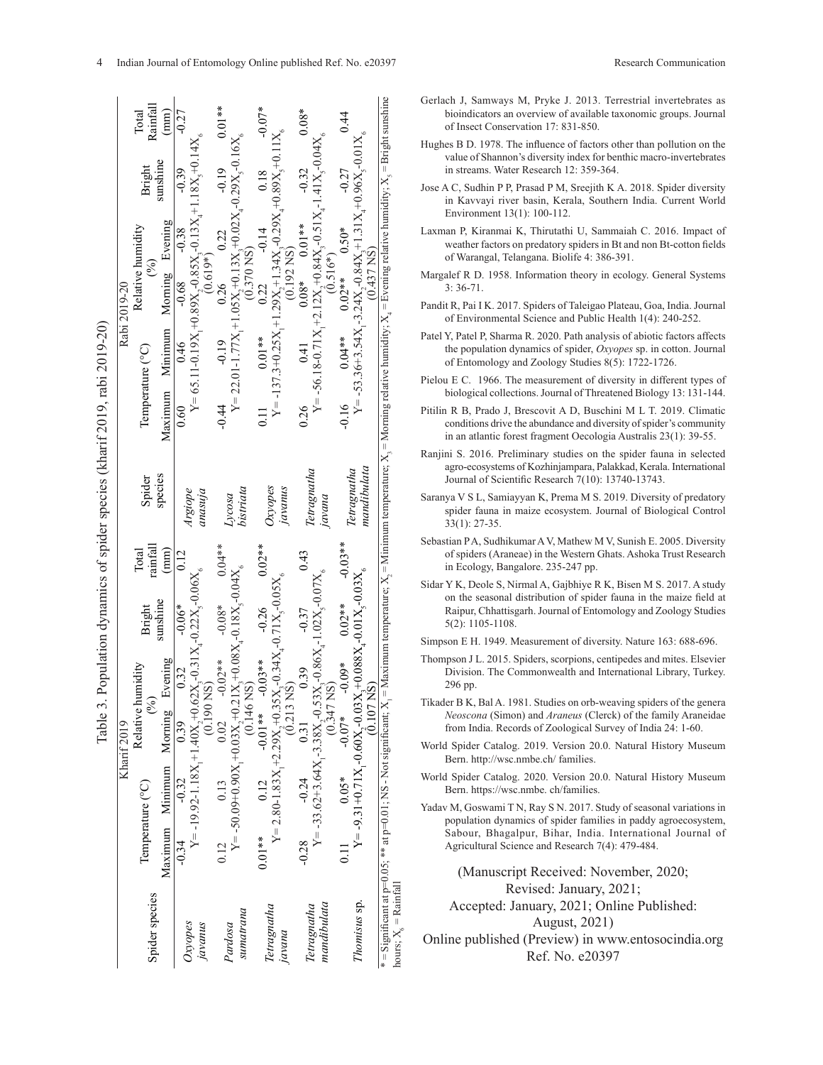Table 3. Population dynamics of spider species (kharif 2019, rabi 2019-20)

| Spider species | Kharif 2019 | | | | | | | Spider species | Rabi 2019-20 | | | | | | |
|---|---|---|---|---|---|---|---|---|---|---|---|---|---|---|---|
| | Temperature (°C) | | Relative humidity (%) | | Bright sunshine | Total rainfall (mm) | | | Temperature (°C) | | Relative humidity (%) | | Bright sunshine | Total Rainfall (mm) | |
| | Maximum | Minimum | Morning | Evening | | | | | Maximum | Minimum | Morning | Evening | | | |
| *Oxyopes javanus* | -0.34 | -0.32 | 0.39 | 0.32 | -0.06* | 0.12 | | *Argiope anasuja* | 0.60 | 0.46 | -0.68 | -0.38 | -0.39 | -0.27 | |
| | $Y= -19.92-1.18X_1+1.40X_2+0.62X_3-0.31X_4-0.22X_5-0.06X_6$ (0.190 NS) | | | | | | | | $Y= 65.11-0.19X_1+0.89X_2-0.85X_3-0.13X_4+1.18X_5+0.14X_6$ (0.619*) | | | | | | |
| *Pardosa sumatrana* | 0.12 | 0.13 | 0.02 | -0.02** | -0.08* | 0.04** | | *Lycosa bistriata* | -0.44 | -0.19 | 0.26 | 0.22 | -0.19 | 0.01** | |
| | $Y= -50.09+0.90X_1+0.03X_2+0.21X_3+0.08X_4-0.18X_5-0.04X_6$ (0.146 NS) | | | | | | | | $Y= 22.01-1.77X_1+1.05X_2+0.13X_3+0.02X_4-0.29X_5-0.16X_6$ (0.370 NS) | | | | | | |
| *Tetragnatha javana* | 0.01** | 0.12 | -0.01** | -0.03** | -0.26 | 0.02** | | *Oxyopes javanus* | 0.11 | 0.01** | 0.22 | -0.14 | 0.18 | -0.07* | |
| | $Y= 2.80-1.83X_1+2.29X_2+0.35X_3-0.34X_4-0.71X_5-0.05X_6$ (0.213 NS) | | | | | | | | $Y= -137.3+0.25X_1+1.29X_2+1.34X_3-0.29X_4+0.89X_5+0.11X_6$ (0.192 NS) | | | | | | |
| *Tetragnatha mandibulata* | -0.28 | -0.24 | 0.31 | 0.39 | -0.37 | 0.43 | | *Tetragnatha javana* | 0.26 | 0.41 | 0.08* | 0.01** | -0.32 | 0.08* | |
| | $Y= -33.62+3.64X_1-3.38X_2-0.53X_3-0.86X_4-1.02X_5-0.07X_6$ (0.347 NS) | | | | | | | | $Y= -56.18-0.71X_1+2.12X_2+0.84X_3-0.51X_4-1.41X_5-0.04X_6$ (0.516*) | | | | | | |
| *Thomisus* sp. | 0.11 | 0.05* | -0.07* | -0.09* | 0.02** | -0.03** | | *Tetragnatha mandibulata* | -0.16 | 0.04** | 0.02** | 0.50* | -0.27 | 0.44 | |
| | $Y= -9.31+0.71X_1-0.60X_2-0.03X_3+0.088X_4-0.01X_5-0.03X_6$ (0.107 NS) | | | | | | | | $Y= -53.36+3.54X_1-3.24X_2-0.84X_3+1.31X_4+0.96X_5-0.01X_6$ (0.437 NS) | | | | | | |

* = Significant at p=0.05; ** at p=0.01; NS - Not significant; $X_1$ = Maximum temperature; $X_2$ = Minimum temperature; $X_3$ = Morning relative humidity; $X_4$ = Evening relative humidity; $X_5$ = Bright sunshine hours; $X_6$ = Rainfall

Gerlach J, Samways M, Pryke J. 2013. Terrestrial invertebrates as bioindicators an overview of available taxonomic groups. Journal of Insect Conservation 17: 831-850.

Hughes B D. 1978. The influence of factors other than pollution on the value of Shannon's diversity index for benthic macro-invertebrates in streams. Water Research 12: 359-364.

Jose A C, Sudhin P P, Prasad P M, Sreejith K A. 2018. Spider diversity in Kavvayi river basin, Kerala, Southern India. Current World Environment 13(1): 100-112.

Laxman P, Kiranmai K, Thirutathi U, Sammaiah C. 2016. Impact of weather factors on predatory spiders in Bt and non Bt-cotton fields of Warangal, Telangana. Biolife 4: 386-391.

Margalef R D. 1958. Information theory in ecology. General Systems 3: 36-71.

Pandit R, Pai I K. 2017. Spiders of Taleigao Plateau, Goa, India. Journal of Environmental Science and Public Health 1(4): 240-252.

Patel Y, Patel P, Sharma R. 2020. Path analysis of abiotic factors affects the population dynamics of spider, *Oxyopes* sp. in cotton. Journal of Entomology and Zoology Studies 8(5): 1722-1726.

Pielou E C. 1966. The measurement of diversity in different types of biological collections. Journal of Threatened Biology 13: 131-144.

Pitilin R B, Prado J, Brescovit A D, Buschini M L T. 2019. Climatic conditions drive the abundance and diversity of spider's community in an atlantic forest fragment Oecologia Australis 23(1): 39-55.

Ranjini S. 2016. Preliminary studies on the spider fauna in selected agro-ecosystems of Kozhinjampara, Palakkad, Kerala. International Journal of Scientific Research 7(10): 13740-13743.

Saranya V S L, Samiayyan K, Prema M S. 2019. Diversity of predatory spider fauna in maize ecosystem. Journal of Biological Control 33(1): 27-35.

Sebastian P A, Sudhikumar A V, Mathew M V, Sunish E. 2005. Diversity of spiders (Araneae) in the Western Ghats. Ashoka Trust Research in Ecology, Bangalore. 235-247 pp.

Sidar Y K, Deole S, Nirmal A, Gajbhiye R K, Bisen M S. 2017. A study on the seasonal distribution of spider fauna in the maize field at Raipur, Chhattisgarh. Journal of Entomology and Zoology Studies 5(2): 1105-1108.

Simpson E H. 1949. Measurement of diversity. Nature 163: 688-696.

Thompson J L. 2015. Spiders, scorpions, centipedes and mites. Elsevier Division. The Commonwealth and International Library, Turkey. 296 pp.

Tikader B K, Bal A. 1981. Studies on orb-weaving spiders of the genera *Neoscona* (Simon) and *Araneus* (Clerck) of the family Araneidae from India. Records of Zoological Survey of India 24: 1-60.

World Spider Catalog. 2019. Version 20.0. Natural History Museum Bern. http://wsc.nmbe.ch/ families.

World Spider Catalog. 2020. Version 20.0. Natural History Museum Bern. https://wsc.nmbe. ch/families.

Yadav M, Goswami T N, Ray S N. 2017. Study of seasonal variations in population dynamics of spider families in paddy agroecosystem, Sabour, Bhagalpur, Bihar, India. International Journal of Agricultural Science and Research 7(4): 479-484.

(Manuscript Received: November, 2020; Revised: January, 2021; Accepted: January, 2021; Online Published: August, 2021)

Online published (Preview) in www.entosocindia.org Ref. No. e20397